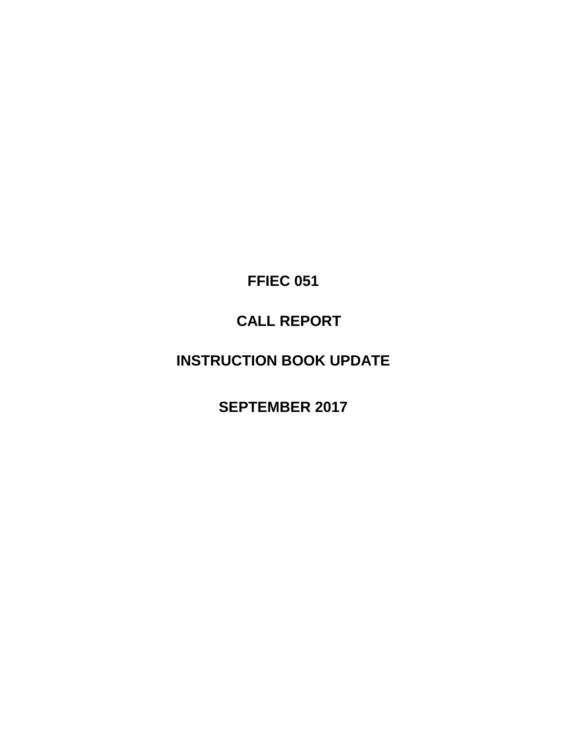# FFIEC 051

# CALL REPORT

# INSTRUCTION BOOK UPDATE

# SEPTEMBER 2017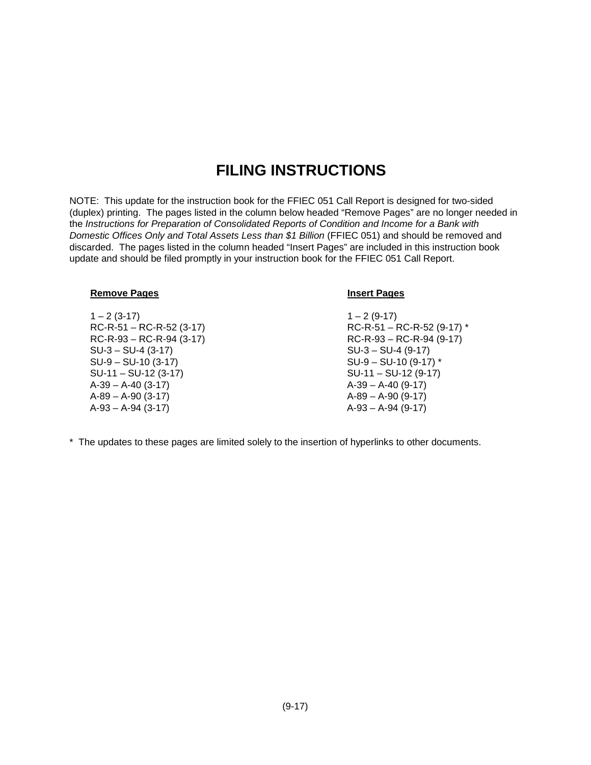# FILING INSTRUCTIONS

NOTE: This update for the instruction book for the FFIEC 051 Call Report is designed for two-sided (duplex) printing. The pages listed in the column below headed "Remove Pages" are no longer needed in the *Instructions for Preparation of Consolidated Reports of Condition and Income for a Bank with Domestic Offices Only and Total Assets Less than $1 Billion* (FFIEC 051) and should be removed and discarded. The pages listed in the column headed "Insert Pages" are included in this instruction book update and should be filed promptly in your instruction book for the FFIEC 051 Call Report.

| **Remove Pages** | **Insert Pages** |
|---|---|
| 1 – 2 (3-17) | 1 – 2 (9-17) |
| RC-R-51 – RC-R-52 (3-17) | RC-R-51 – RC-R-52 (9-17) * |
| RC-R-93 – RC-R-94 (3-17) | RC-R-93 – RC-R-94 (9-17) |
| SU-3 – SU-4 (3-17) | SU-3 – SU-4 (9-17) |
| SU-9 – SU-10 (3-17) | SU-9 – SU-10 (9-17) * |
| SU-11 – SU-12 (3-17) | SU-11 – SU-12 (9-17) |
| A-39 – A-40 (3-17) | A-39 – A-40 (9-17) |
| A-89 – A-90 (3-17) | A-89 – A-90 (9-17) |
| A-93 – A-94 (3-17) | A-93 – A-94 (9-17) |

* The updates to these pages are limited solely to the insertion of hyperlinks to other documents.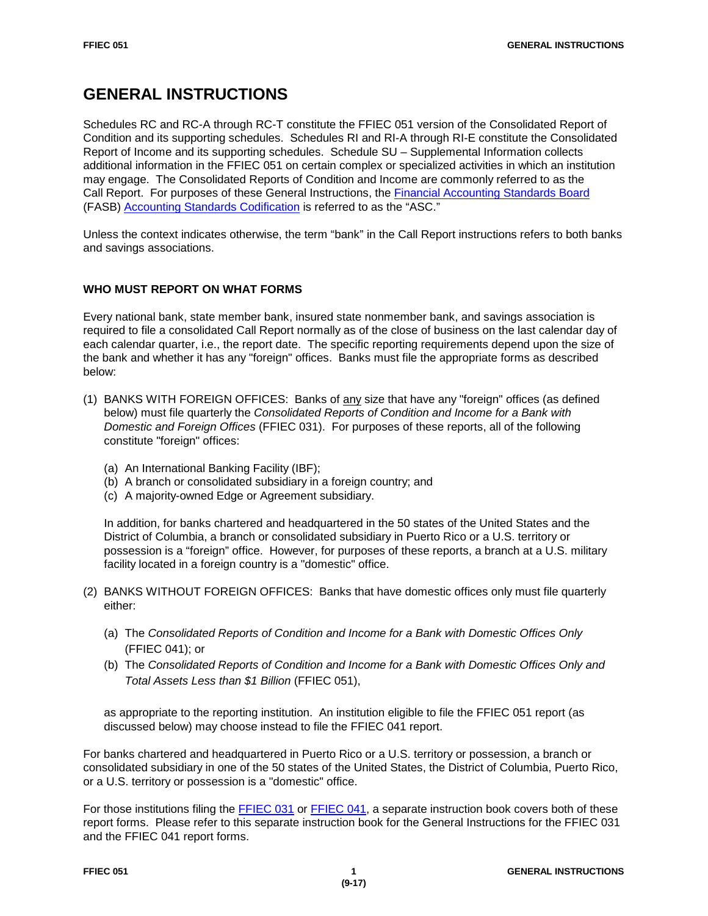# GENERAL INSTRUCTIONS

Schedules RC and RC-A through RC-T constitute the FFIEC 051 version of the Consolidated Report of Condition and its supporting schedules. Schedules RI and RI-A through RI-E constitute the Consolidated Report of Income and its supporting schedules. Schedule SU – Supplemental Information collects additional information in the FFIEC 051 on certain complex or specialized activities in which an institution may engage. The Consolidated Reports of Condition and Income are commonly referred to as the Call Report. For purposes of these General Instructions, the Financial Accounting Standards Board (FASB) Accounting Standards Codification is referred to as the "ASC."

Unless the context indicates otherwise, the term "bank" in the Call Report instructions refers to both banks and savings associations.

### WHO MUST REPORT ON WHAT FORMS

Every national bank, state member bank, insured state nonmember bank, and savings association is required to file a consolidated Call Report normally as of the close of business on the last calendar day of each calendar quarter, i.e., the report date. The specific reporting requirements depend upon the size of the bank and whether it has any "foreign" offices. Banks must file the appropriate forms as described below:

(1) BANKS WITH FOREIGN OFFICES: Banks of any size that have any "foreign" offices (as defined below) must file quarterly the *Consolidated Reports of Condition and Income for a Bank with Domestic and Foreign Offices* (FFIEC 031). For purposes of these reports, all of the following constitute "foreign" offices:

   (a) An International Banking Facility (IBF);
   (b) A branch or consolidated subsidiary in a foreign country; and
   (c) A majority-owned Edge or Agreement subsidiary.

   In addition, for banks chartered and headquartered in the 50 states of the United States and the District of Columbia, a branch or consolidated subsidiary in Puerto Rico or a U.S. territory or possession is a "foreign" office. However, for purposes of these reports, a branch at a U.S. military facility located in a foreign country is a "domestic" office.

(2) BANKS WITHOUT FOREIGN OFFICES: Banks that have domestic offices only must file quarterly either:

   (a) The *Consolidated Reports of Condition and Income for a Bank with Domestic Offices Only* (FFIEC 041); or
   (b) The *Consolidated Reports of Condition and Income for a Bank with Domestic Offices Only and Total Assets Less than $1 Billion* (FFIEC 051),

   as appropriate to the reporting institution. An institution eligible to file the FFIEC 051 report (as discussed below) may choose instead to file the FFIEC 041 report.

For banks chartered and headquartered in Puerto Rico or a U.S. territory or possession, a branch or consolidated subsidiary in one of the 50 states of the United States, the District of Columbia, Puerto Rico, or a U.S. territory or possession is a "domestic" office.

For those institutions filing the FFIEC 031 or FFIEC 041, a separate instruction book covers both of these report forms. Please refer to this separate instruction book for the General Instructions for the FFIEC 031 and the FFIEC 041 report forms.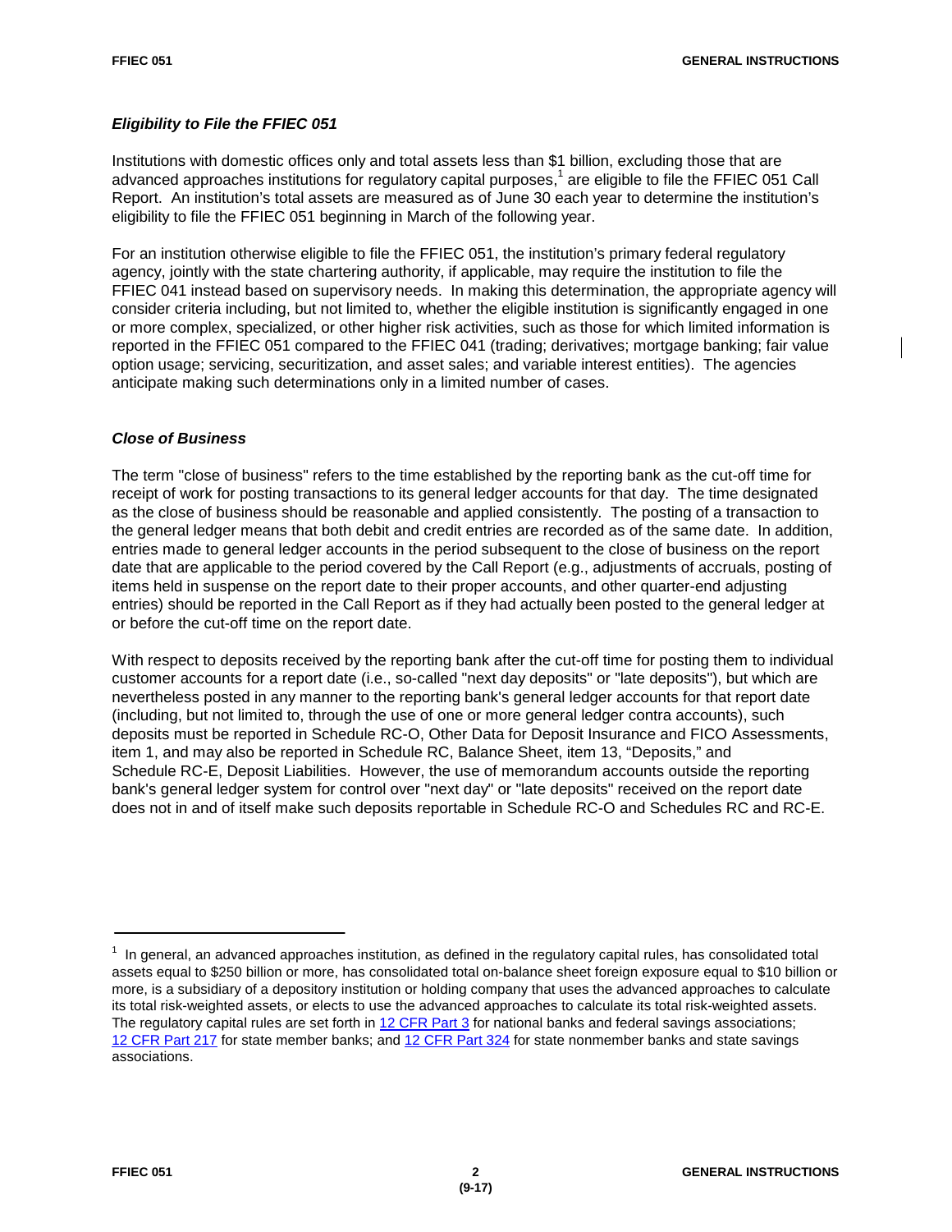### *Eligibility to File the FFIEC 051*

Institutions with domestic offices only and total assets less than $1 billion, excluding those that are advanced approaches institutions for regulatory capital purposes,[1] are eligible to file the FFIEC 051 Call Report. An institution's total assets are measured as of June 30 each year to determine the institution's eligibility to file the FFIEC 051 beginning in March of the following year.

For an institution otherwise eligible to file the FFIEC 051, the institution's primary federal regulatory agency, jointly with the state chartering authority, if applicable, may require the institution to file the FFIEC 041 instead based on supervisory needs. In making this determination, the appropriate agency will consider criteria including, but not limited to, whether the eligible institution is significantly engaged in one or more complex, specialized, or other higher risk activities, such as those for which limited information is reported in the FFIEC 051 compared to the FFIEC 041 (trading; derivatives; mortgage banking; fair value option usage; servicing, securitization, and asset sales; and variable interest entities). The agencies anticipate making such determinations only in a limited number of cases.

### *Close of Business*

The term "close of business" refers to the time established by the reporting bank as the cut-off time for receipt of work for posting transactions to its general ledger accounts for that day. The time designated as the close of business should be reasonable and applied consistently. The posting of a transaction to the general ledger means that both debit and credit entries are recorded as of the same date. In addition, entries made to general ledger accounts in the period subsequent to the close of business on the report date that are applicable to the period covered by the Call Report (e.g., adjustments of accruals, posting of items held in suspense on the report date to their proper accounts, and other quarter-end adjusting entries) should be reported in the Call Report as if they had actually been posted to the general ledger at or before the cut-off time on the report date.

With respect to deposits received by the reporting bank after the cut-off time for posting them to individual customer accounts for a report date (i.e., so-called "next day deposits" or "late deposits"), but which are nevertheless posted in any manner to the reporting bank's general ledger accounts for that report date (including, but not limited to, through the use of one or more general ledger contra accounts), such deposits must be reported in Schedule RC-O, Other Data for Deposit Insurance and FICO Assessments, item 1, and may also be reported in Schedule RC, Balance Sheet, item 13, "Deposits," and Schedule RC-E, Deposit Liabilities. However, the use of memorandum accounts outside the reporting bank's general ledger system for control over "next day" or "late deposits" received on the report date does not in and of itself make such deposits reportable in Schedule RC-O and Schedules RC and RC-E.

---

[1] In general, an advanced approaches institution, as defined in the regulatory capital rules, has consolidated total assets equal to $250 billion or more, has consolidated total on-balance sheet foreign exposure equal to $10 billion or more, is a subsidiary of a depository institution or holding company that uses the advanced approaches to calculate its total risk-weighted assets, or elects to use the advanced approaches to calculate its total risk-weighted assets. The regulatory capital rules are set forth in 12 CFR Part 3 for national banks and federal savings associations; 12 CFR Part 217 for state member banks; and 12 CFR Part 324 for state nonmember banks and state savings associations.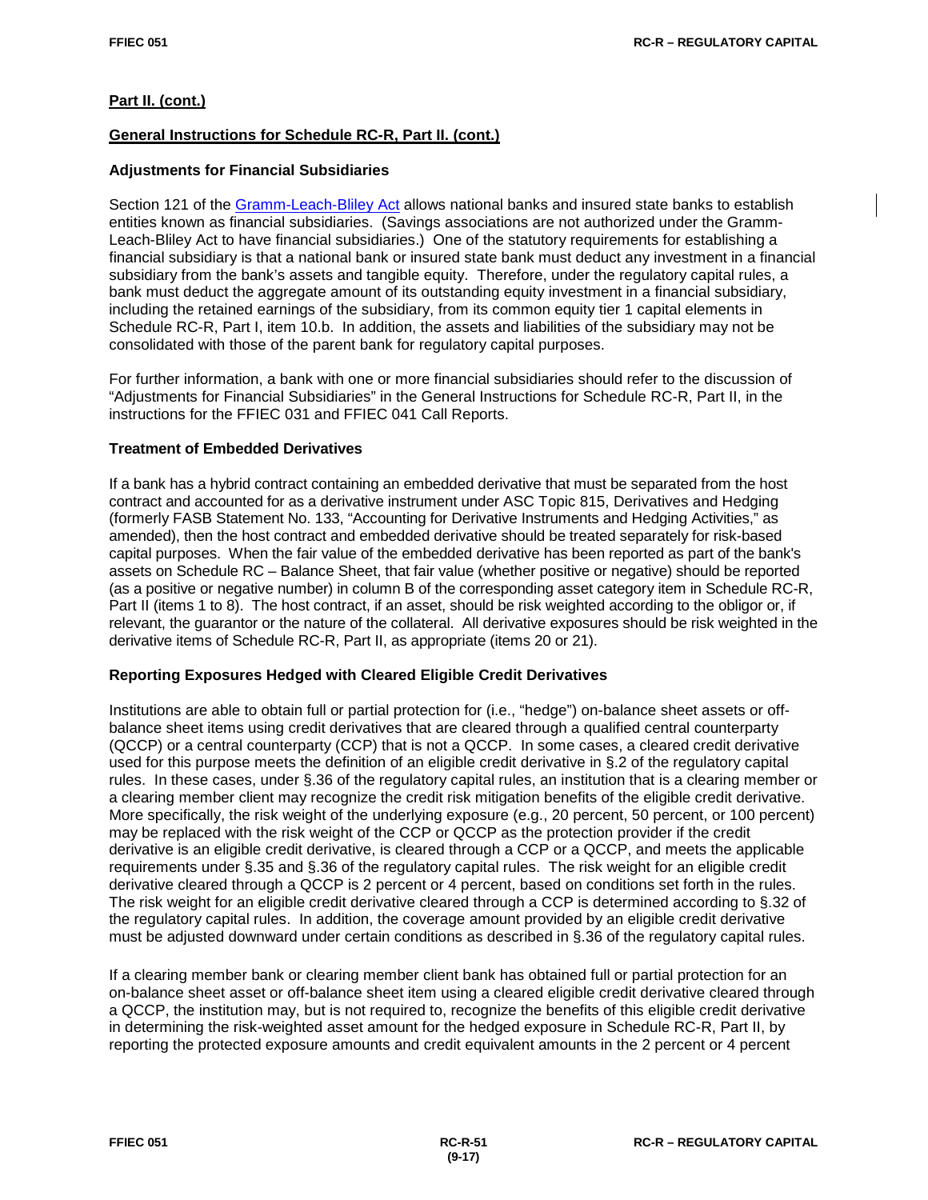**Part II. (cont.)**

**General Instructions for Schedule RC-R, Part II. (cont.)**

### Adjustments for Financial Subsidiaries

Section 121 of the Gramm-Leach-Bliley Act allows national banks and insured state banks to establish entities known as financial subsidiaries. (Savings associations are not authorized under the Gramm-Leach-Bliley Act to have financial subsidiaries.) One of the statutory requirements for establishing a financial subsidiary is that a national bank or insured state bank must deduct any investment in a financial subsidiary from the bank's assets and tangible equity. Therefore, under the regulatory capital rules, a bank must deduct the aggregate amount of its outstanding equity investment in a financial subsidiary, including the retained earnings of the subsidiary, from its common equity tier 1 capital elements in Schedule RC-R, Part I, item 10.b. In addition, the assets and liabilities of the subsidiary may not be consolidated with those of the parent bank for regulatory capital purposes.

For further information, a bank with one or more financial subsidiaries should refer to the discussion of "Adjustments for Financial Subsidiaries" in the General Instructions for Schedule RC-R, Part II, in the instructions for the FFIEC 031 and FFIEC 041 Call Reports.

### Treatment of Embedded Derivatives

If a bank has a hybrid contract containing an embedded derivative that must be separated from the host contract and accounted for as a derivative instrument under ASC Topic 815, Derivatives and Hedging (formerly FASB Statement No. 133, "Accounting for Derivative Instruments and Hedging Activities," as amended), then the host contract and embedded derivative should be treated separately for risk-based capital purposes. When the fair value of the embedded derivative has been reported as part of the bank's assets on Schedule RC – Balance Sheet, that fair value (whether positive or negative) should be reported (as a positive or negative number) in column B of the corresponding asset category item in Schedule RC-R, Part II (items 1 to 8). The host contract, if an asset, should be risk weighted according to the obligor or, if relevant, the guarantor or the nature of the collateral. All derivative exposures should be risk weighted in the derivative items of Schedule RC-R, Part II, as appropriate (items 20 or 21).

### Reporting Exposures Hedged with Cleared Eligible Credit Derivatives

Institutions are able to obtain full or partial protection for (i.e., "hedge") on-balance sheet assets or off-balance sheet items using credit derivatives that are cleared through a qualified central counterparty (QCCP) or a central counterparty (CCP) that is not a QCCP. In some cases, a cleared credit derivative used for this purpose meets the definition of an eligible credit derivative in §.2 of the regulatory capital rules. In these cases, under §.36 of the regulatory capital rules, an institution that is a clearing member or a clearing member client may recognize the credit risk mitigation benefits of the eligible credit derivative. More specifically, the risk weight of the underlying exposure (e.g., 20 percent, 50 percent, or 100 percent) may be replaced with the risk weight of the CCP or QCCP as the protection provider if the credit derivative is an eligible credit derivative, is cleared through a CCP or a QCCP, and meets the applicable requirements under §.35 and §.36 of the regulatory capital rules. The risk weight for an eligible credit derivative cleared through a QCCP is 2 percent or 4 percent, based on conditions set forth in the rules. The risk weight for an eligible credit derivative cleared through a CCP is determined according to §.32 of the regulatory capital rules. In addition, the coverage amount provided by an eligible credit derivative must be adjusted downward under certain conditions as described in §.36 of the regulatory capital rules.

If a clearing member bank or clearing member client bank has obtained full or partial protection for an on-balance sheet asset or off-balance sheet item using a cleared eligible credit derivative cleared through a QCCP, the institution may, but is not required to, recognize the benefits of this eligible credit derivative in determining the risk-weighted asset amount for the hedged exposure in Schedule RC-R, Part II, by reporting the protected exposure amounts and credit equivalent amounts in the 2 percent or 4 percent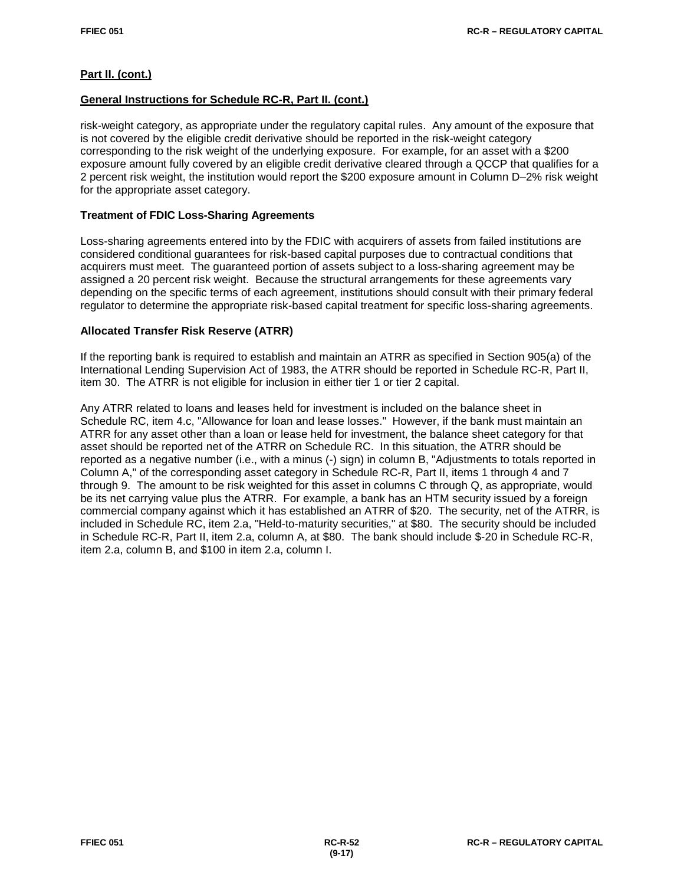## Part II. (cont.)

### General Instructions for Schedule RC-R, Part II. (cont.)

risk-weight category, as appropriate under the regulatory capital rules. Any amount of the exposure that is not covered by the eligible credit derivative should be reported in the risk-weight category corresponding to the risk weight of the underlying exposure. For example, for an asset with a $200 exposure amount fully covered by an eligible credit derivative cleared through a QCCP that qualifies for a 2 percent risk weight, the institution would report the $200 exposure amount in Column D–2% risk weight for the appropriate asset category.

**Treatment of FDIC Loss-Sharing Agreements**

Loss-sharing agreements entered into by the FDIC with acquirers of assets from failed institutions are considered conditional guarantees for risk-based capital purposes due to contractual conditions that acquirers must meet. The guaranteed portion of assets subject to a loss-sharing agreement may be assigned a 20 percent risk weight. Because the structural arrangements for these agreements vary depending on the specific terms of each agreement, institutions should consult with their primary federal regulator to determine the appropriate risk-based capital treatment for specific loss-sharing agreements.

**Allocated Transfer Risk Reserve (ATRR)**

If the reporting bank is required to establish and maintain an ATRR as specified in Section 905(a) of the International Lending Supervision Act of 1983, the ATRR should be reported in Schedule RC-R, Part II, item 30. The ATRR is not eligible for inclusion in either tier 1 or tier 2 capital.

Any ATRR related to loans and leases held for investment is included on the balance sheet in Schedule RC, item 4.c, "Allowance for loan and lease losses." However, if the bank must maintain an ATRR for any asset other than a loan or lease held for investment, the balance sheet category for that asset should be reported net of the ATRR on Schedule RC. In this situation, the ATRR should be reported as a negative number (i.e., with a minus (-) sign) in column B, "Adjustments to totals reported in Column A," of the corresponding asset category in Schedule RC-R, Part II, items 1 through 4 and 7 through 9. The amount to be risk weighted for this asset in columns C through Q, as appropriate, would be its net carrying value plus the ATRR. For example, a bank has an HTM security issued by a foreign commercial company against which it has established an ATRR of $20. The security, net of the ATRR, is included in Schedule RC, item 2.a, "Held-to-maturity securities," at $80. The security should be included in Schedule RC-R, Part II, item 2.a, column A, at $80. The bank should include $-20 in Schedule RC-R, item 2.a, column B, and $100 in item 2.a, column I.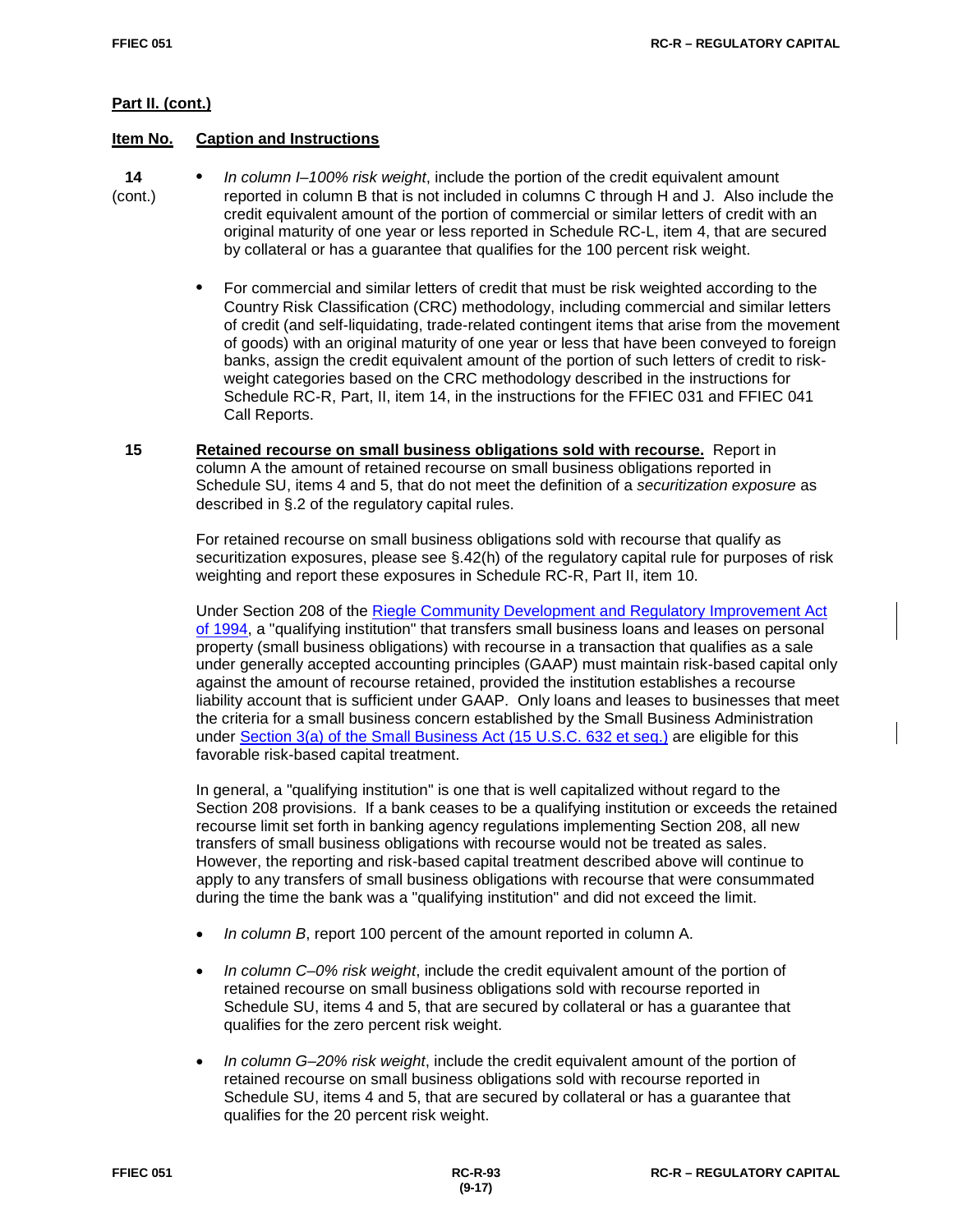**Part II. (cont.)**

**Item No.** **Caption and Instructions**

**14** (cont.)

- *In column I–100% risk weight*, include the portion of the credit equivalent amount reported in column B that is not included in columns C through H and J. Also include the credit equivalent amount of the portion of commercial or similar letters of credit with an original maturity of one year or less reported in Schedule RC-L, item 4, that are secured by collateral or has a guarantee that qualifies for the 100 percent risk weight.

- For commercial and similar letters of credit that must be risk weighted according to the Country Risk Classification (CRC) methodology, including commercial and similar letters of credit (and self-liquidating, trade-related contingent items that arise from the movement of goods) with an original maturity of one year or less that have been conveyed to foreign banks, assign the credit equivalent amount of the portion of such letters of credit to risk-weight categories based on the CRC methodology described in the instructions for Schedule RC-R, Part, II, item 14, in the instructions for the FFIEC 031 and FFIEC 041 Call Reports.

**15** **Retained recourse on small business obligations sold with recourse.** Report in column A the amount of retained recourse on small business obligations reported in Schedule SU, items 4 and 5, that do not meet the definition of a *securitization exposure* as described in §.2 of the regulatory capital rules.

For retained recourse on small business obligations sold with recourse that qualify as securitization exposures, please see §.42(h) of the regulatory capital rule for purposes of risk weighting and report these exposures in Schedule RC-R, Part II, item 10.

Under Section 208 of the Riegle Community Development and Regulatory Improvement Act of 1994, a "qualifying institution" that transfers small business loans and leases on personal property (small business obligations) with recourse in a transaction that qualifies as a sale under generally accepted accounting principles (GAAP) must maintain risk-based capital only against the amount of recourse retained, provided the institution establishes a recourse liability account that is sufficient under GAAP. Only loans and leases to businesses that meet the criteria for a small business concern established by the Small Business Administration under Section 3(a) of the Small Business Act (15 U.S.C. 632 et seq.) are eligible for this favorable risk-based capital treatment.

In general, a "qualifying institution" is one that is well capitalized without regard to the Section 208 provisions. If a bank ceases to be a qualifying institution or exceeds the retained recourse limit set forth in banking agency regulations implementing Section 208, all new transfers of small business obligations with recourse would not be treated as sales. However, the reporting and risk-based capital treatment described above will continue to apply to any transfers of small business obligations with recourse that were consummated during the time the bank was a "qualifying institution" and did not exceed the limit.

- *In column B*, report 100 percent of the amount reported in column A.

- *In column C–0% risk weight*, include the credit equivalent amount of the portion of retained recourse on small business obligations sold with recourse reported in Schedule SU, items 4 and 5, that are secured by collateral or has a guarantee that qualifies for the zero percent risk weight.

- *In column G–20% risk weight*, include the credit equivalent amount of the portion of retained recourse on small business obligations sold with recourse reported in Schedule SU, items 4 and 5, that are secured by collateral or has a guarantee that qualifies for the 20 percent risk weight.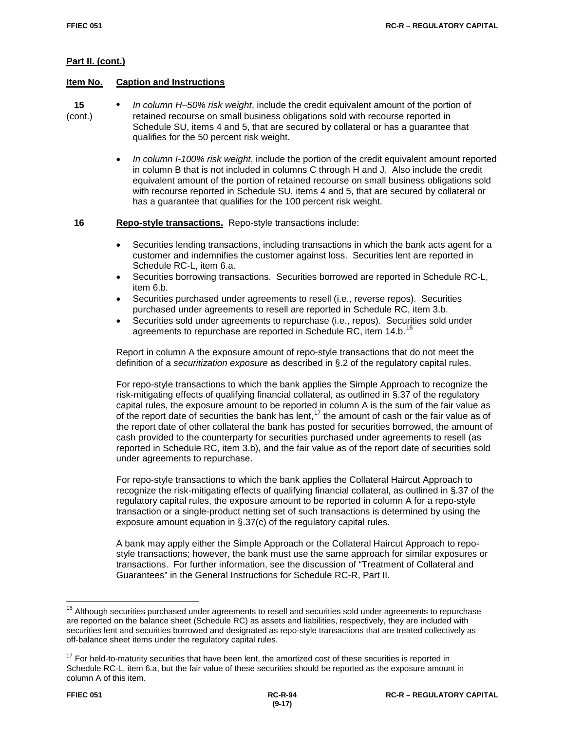**Part II. (cont.)**

**Item No.** **Caption and Instructions**

**15** (cont.)

- *In column H–50% risk weight*, include the credit equivalent amount of the portion of retained recourse on small business obligations sold with recourse reported in Schedule SU, items 4 and 5, that are secured by collateral or has a guarantee that qualifies for the 50 percent risk weight.

- *In column I-100% risk weight*, include the portion of the credit equivalent amount reported in column B that is not included in columns C through H and J. Also include the credit equivalent amount of the portion of retained recourse on small business obligations sold with recourse reported in Schedule SU, items 4 and 5, that are secured by collateral or has a guarantee that qualifies for the 100 percent risk weight.

**16** **Repo-style transactions.** Repo-style transactions include:

- Securities lending transactions, including transactions in which the bank acts agent for a customer and indemnifies the customer against loss. Securities lent are reported in Schedule RC-L, item 6.a.
- Securities borrowing transactions. Securities borrowed are reported in Schedule RC-L, item 6.b.
- Securities purchased under agreements to resell (i.e., reverse repos). Securities purchased under agreements to resell are reported in Schedule RC, item 3.b.
- Securities sold under agreements to repurchase (i.e., repos). Securities sold under agreements to repurchase are reported in Schedule RC, item 14.b.[16]

Report in column A the exposure amount of repo-style transactions that do not meet the definition of a *securitization exposure* as described in §.2 of the regulatory capital rules.

For repo-style transactions to which the bank applies the Simple Approach to recognize the risk-mitigating effects of qualifying financial collateral, as outlined in §.37 of the regulatory capital rules, the exposure amount to be reported in column A is the sum of the fair value as of the report date of securities the bank has lent,[17] the amount of cash or the fair value as of the report date of other collateral the bank has posted for securities borrowed, the amount of cash provided to the counterparty for securities purchased under agreements to resell (as reported in Schedule RC, item 3.b), and the fair value as of the report date of securities sold under agreements to repurchase.

For repo-style transactions to which the bank applies the Collateral Haircut Approach to recognize the risk-mitigating effects of qualifying financial collateral, as outlined in §.37 of the regulatory capital rules, the exposure amount to be reported in column A for a repo-style transaction or a single-product netting set of such transactions is determined by using the exposure amount equation in §.37(c) of the regulatory capital rules.

A bank may apply either the Simple Approach or the Collateral Haircut Approach to repo-style transactions; however, the bank must use the same approach for similar exposures or transactions. For further information, see the discussion of "Treatment of Collateral and Guarantees" in the General Instructions for Schedule RC-R, Part II.

---

[16] Although securities purchased under agreements to resell and securities sold under agreements to repurchase are reported on the balance sheet (Schedule RC) as assets and liabilities, respectively, they are included with securities lent and securities borrowed and designated as repo-style transactions that are treated collectively as off-balance sheet items under the regulatory capital rules.

[17] For held-to-maturity securities that have been lent, the amortized cost of these securities is reported in Schedule RC-L, item 6.a, but the fair value of these securities should be reported as the exposure amount in column A of this item.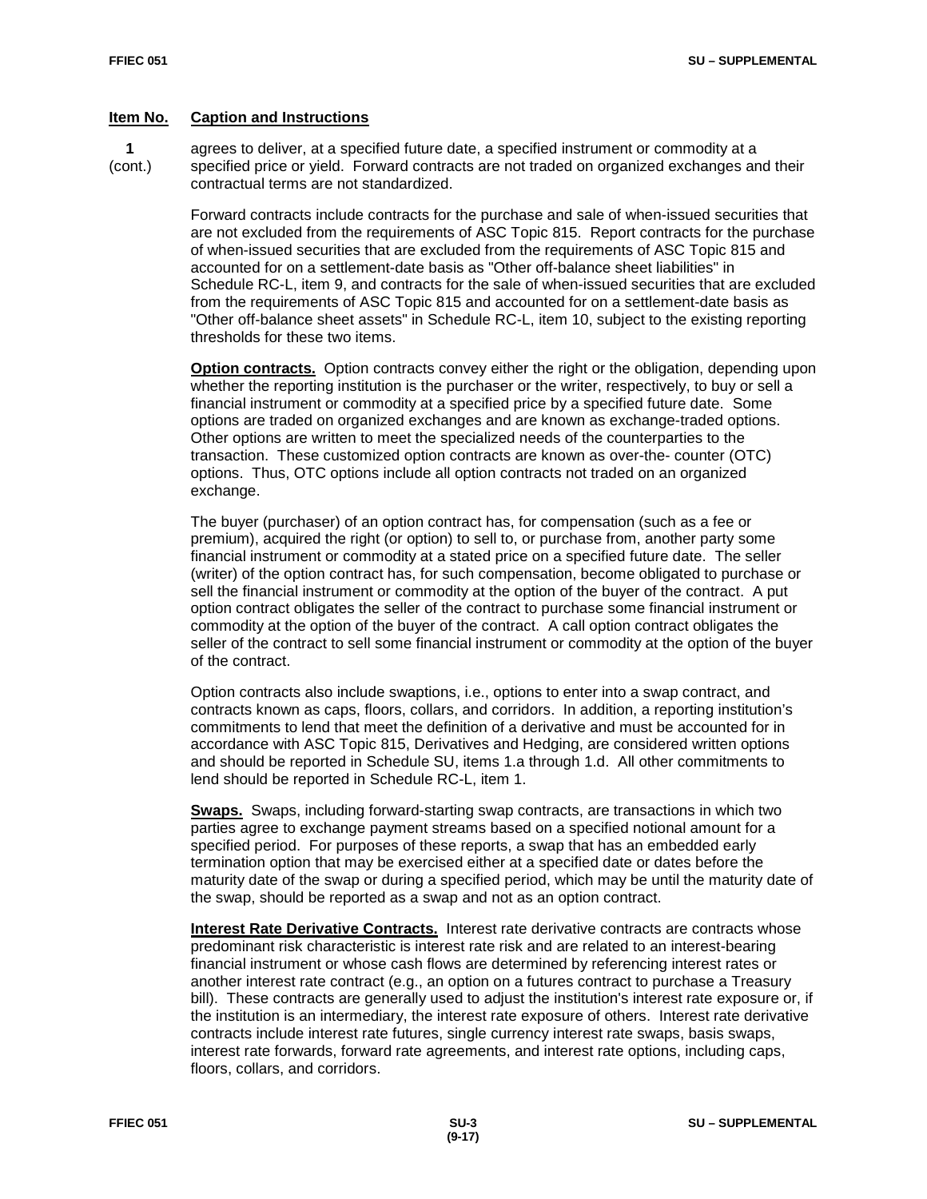**Item No.** **Caption and Instructions**

**1** (cont.) agrees to deliver, at a specified future date, a specified instrument or commodity at a specified price or yield. Forward contracts are not traded on organized exchanges and their contractual terms are not standardized.

Forward contracts include contracts for the purchase and sale of when-issued securities that are not excluded from the requirements of ASC Topic 815. Report contracts for the purchase of when-issued securities that are excluded from the requirements of ASC Topic 815 and accounted for on a settlement-date basis as "Other off-balance sheet liabilities" in Schedule RC-L, item 9, and contracts for the sale of when-issued securities that are excluded from the requirements of ASC Topic 815 and accounted for on a settlement-date basis as "Other off-balance sheet assets" in Schedule RC-L, item 10, subject to the existing reporting thresholds for these two items.

**Option contracts.** Option contracts convey either the right or the obligation, depending upon whether the reporting institution is the purchaser or the writer, respectively, to buy or sell a financial instrument or commodity at a specified price by a specified future date. Some options are traded on organized exchanges and are known as exchange-traded options. Other options are written to meet the specialized needs of the counterparties to the transaction. These customized option contracts are known as over-the- counter (OTC) options. Thus, OTC options include all option contracts not traded on an organized exchange.

The buyer (purchaser) of an option contract has, for compensation (such as a fee or premium), acquired the right (or option) to sell to, or purchase from, another party some financial instrument or commodity at a stated price on a specified future date. The seller (writer) of the option contract has, for such compensation, become obligated to purchase or sell the financial instrument or commodity at the option of the buyer of the contract. A put option contract obligates the seller of the contract to purchase some financial instrument or commodity at the option of the buyer of the contract. A call option contract obligates the seller of the contract to sell some financial instrument or commodity at the option of the buyer of the contract.

Option contracts also include swaptions, i.e., options to enter into a swap contract, and contracts known as caps, floors, collars, and corridors. In addition, a reporting institution's commitments to lend that meet the definition of a derivative and must be accounted for in accordance with ASC Topic 815, Derivatives and Hedging, are considered written options and should be reported in Schedule SU, items 1.a through 1.d. All other commitments to lend should be reported in Schedule RC-L, item 1.

**Swaps.** Swaps, including forward-starting swap contracts, are transactions in which two parties agree to exchange payment streams based on a specified notional amount for a specified period. For purposes of these reports, a swap that has an embedded early termination option that may be exercised either at a specified date or dates before the maturity date of the swap or during a specified period, which may be until the maturity date of the swap, should be reported as a swap and not as an option contract.

**Interest Rate Derivative Contracts.** Interest rate derivative contracts are contracts whose predominant risk characteristic is interest rate risk and are related to an interest-bearing financial instrument or whose cash flows are determined by referencing interest rates or another interest rate contract (e.g., an option on a futures contract to purchase a Treasury bill). These contracts are generally used to adjust the institution's interest rate exposure or, if the institution is an intermediary, the interest rate exposure of others. Interest rate derivative contracts include interest rate futures, single currency interest rate swaps, basis swaps, interest rate forwards, forward rate agreements, and interest rate options, including caps, floors, collars, and corridors.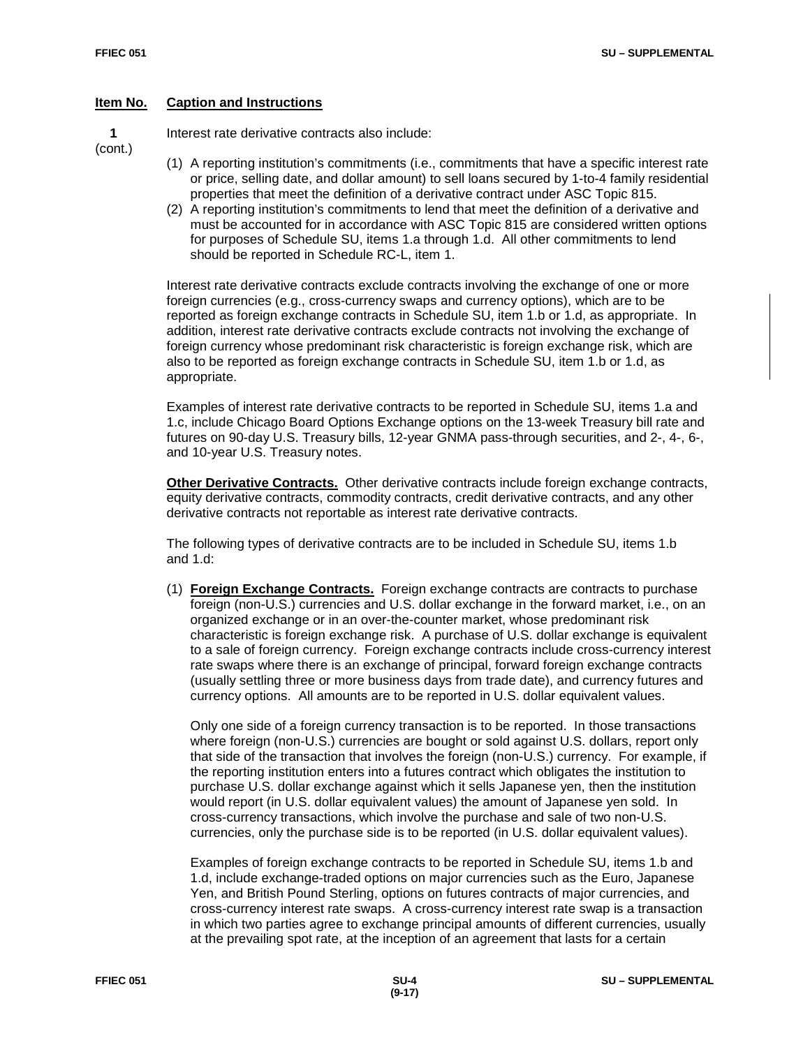| Item No. | Caption and Instructions |
|---|---|
| 1 (cont.) | Interest rate derivative contracts also include: |

(1) A reporting institution's commitments (i.e., commitments that have a specific interest rate or price, selling date, and dollar amount) to sell loans secured by 1-to-4 family residential properties that meet the definition of a derivative contract under ASC Topic 815.
(2) A reporting institution's commitments to lend that meet the definition of a derivative and must be accounted for in accordance with ASC Topic 815 are considered written options for purposes of Schedule SU, items 1.a through 1.d. All other commitments to lend should be reported in Schedule RC-L, item 1.

Interest rate derivative contracts exclude contracts involving the exchange of one or more foreign currencies (e.g., cross-currency swaps and currency options), which are to be reported as foreign exchange contracts in Schedule SU, item 1.b or 1.d, as appropriate. In addition, interest rate derivative contracts exclude contracts not involving the exchange of foreign currency whose predominant risk characteristic is foreign exchange risk, which are also to be reported as foreign exchange contracts in Schedule SU, item 1.b or 1.d, as appropriate.

Examples of interest rate derivative contracts to be reported in Schedule SU, items 1.a and 1.c, include Chicago Board Options Exchange options on the 13-week Treasury bill rate and futures on 90-day U.S. Treasury bills, 12-year GNMA pass-through securities, and 2-, 4-, 6-, and 10-year U.S. Treasury notes.

**Other Derivative Contracts.** Other derivative contracts include foreign exchange contracts, equity derivative contracts, commodity contracts, credit derivative contracts, and any other derivative contracts not reportable as interest rate derivative contracts.

The following types of derivative contracts are to be included in Schedule SU, items 1.b and 1.d:

(1) **Foreign Exchange Contracts.** Foreign exchange contracts are contracts to purchase foreign (non-U.S.) currencies and U.S. dollar exchange in the forward market, i.e., on an organized exchange or in an over-the-counter market, whose predominant risk characteristic is foreign exchange risk. A purchase of U.S. dollar exchange is equivalent to a sale of foreign currency. Foreign exchange contracts include cross-currency interest rate swaps where there is an exchange of principal, forward foreign exchange contracts (usually settling three or more business days from trade date), and currency futures and currency options. All amounts are to be reported in U.S. dollar equivalent values.

Only one side of a foreign currency transaction is to be reported. In those transactions where foreign (non-U.S.) currencies are bought or sold against U.S. dollars, report only that side of the transaction that involves the foreign (non-U.S.) currency. For example, if the reporting institution enters into a futures contract which obligates the institution to purchase U.S. dollar exchange against which it sells Japanese yen, then the institution would report (in U.S. dollar equivalent values) the amount of Japanese yen sold. In cross-currency transactions, which involve the purchase and sale of two non-U.S. currencies, only the purchase side is to be reported (in U.S. dollar equivalent values).

Examples of foreign exchange contracts to be reported in Schedule SU, items 1.b and 1.d, include exchange-traded options on major currencies such as the Euro, Japanese Yen, and British Pound Sterling, options on futures contracts of major currencies, and cross-currency interest rate swaps. A cross-currency interest rate swap is a transaction in which two parties agree to exchange principal amounts of different currencies, usually at the prevailing spot rate, at the inception of an agreement that lasts for a certain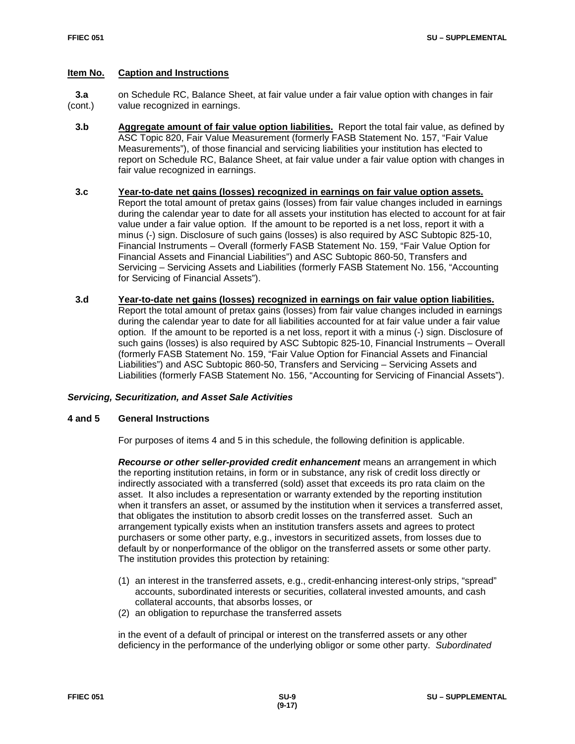**Item No.** **Caption and Instructions**

**3.a** (cont.) on Schedule RC, Balance Sheet, at fair value under a fair value option with changes in fair value recognized in earnings.

**3.b** **Aggregate amount of fair value option liabilities.** Report the total fair value, as defined by ASC Topic 820, Fair Value Measurement (formerly FASB Statement No. 157, "Fair Value Measurements"), of those financial and servicing liabilities your institution has elected to report on Schedule RC, Balance Sheet, at fair value under a fair value option with changes in fair value recognized in earnings.

**3.c** **Year-to-date net gains (losses) recognized in earnings on fair value option assets.** Report the total amount of pretax gains (losses) from fair value changes included in earnings during the calendar year to date for all assets your institution has elected to account for at fair value under a fair value option. If the amount to be reported is a net loss, report it with a minus (-) sign. Disclosure of such gains (losses) is also required by ASC Subtopic 825-10, Financial Instruments – Overall (formerly FASB Statement No. 159, "Fair Value Option for Financial Assets and Financial Liabilities") and ASC Subtopic 860-50, Transfers and Servicing – Servicing Assets and Liabilities (formerly FASB Statement No. 156, "Accounting for Servicing of Financial Assets").

**3.d** **Year-to-date net gains (losses) recognized in earnings on fair value option liabilities.** Report the total amount of pretax gains (losses) from fair value changes included in earnings during the calendar year to date for all liabilities accounted for at fair value under a fair value option. If the amount to be reported is a net loss, report it with a minus (-) sign. Disclosure of such gains (losses) is also required by ASC Subtopic 825-10, Financial Instruments – Overall (formerly FASB Statement No. 159, "Fair Value Option for Financial Assets and Financial Liabilities") and ASC Subtopic 860-50, Transfers and Servicing – Servicing Assets and Liabilities (formerly FASB Statement No. 156, "Accounting for Servicing of Financial Assets").

***Servicing, Securitization, and Asset Sale Activities***

**4 and 5** **General Instructions**

For purposes of items 4 and 5 in this schedule, the following definition is applicable.

***Recourse or other seller-provided credit enhancement*** means an arrangement in which the reporting institution retains, in form or in substance, any risk of credit loss directly or indirectly associated with a transferred (sold) asset that exceeds its pro rata claim on the asset. It also includes a representation or warranty extended by the reporting institution when it transfers an asset, or assumed by the institution when it services a transferred asset, that obligates the institution to absorb credit losses on the transferred asset. Such an arrangement typically exists when an institution transfers assets and agrees to protect purchasers or some other party, e.g., investors in securitized assets, from losses due to default by or nonperformance of the obligor on the transferred assets or some other party. The institution provides this protection by retaining:

(1) an interest in the transferred assets, e.g., credit-enhancing interest-only strips, "spread" accounts, subordinated interests or securities, collateral invested amounts, and cash collateral accounts, that absorbs losses, or
(2) an obligation to repurchase the transferred assets

in the event of a default of principal or interest on the transferred assets or any other deficiency in the performance of the underlying obligor or some other party. *Subordinated*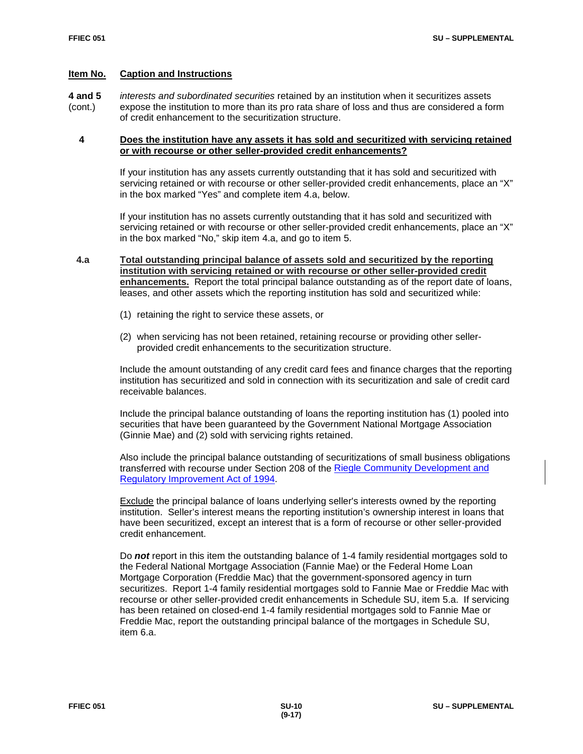| Item No. | Caption and Instructions |
|---|---|

**4 and 5 (cont.)** *interests and subordinated securities* retained by an institution when it securitizes assets expose the institution to more than its pro rata share of loss and thus are considered a form of credit enhancement to the securitization structure.

**4 Does the institution have any assets it has sold and securitized with servicing retained or with recourse or other seller-provided credit enhancements?**

If your institution has any assets currently outstanding that it has sold and securitized with servicing retained or with recourse or other seller-provided credit enhancements, place an "X" in the box marked "Yes" and complete item 4.a, below.

If your institution has no assets currently outstanding that it has sold and securitized with servicing retained or with recourse or other seller-provided credit enhancements, place an "X" in the box marked "No," skip item 4.a, and go to item 5.

**4.a Total outstanding principal balance of assets sold and securitized by the reporting institution with servicing retained or with recourse or other seller-provided credit enhancements.** Report the total principal balance outstanding as of the report date of loans, leases, and other assets which the reporting institution has sold and securitized while:

(1) retaining the right to service these assets, or

(2) when servicing has not been retained, retaining recourse or providing other seller-provided credit enhancements to the securitization structure.

Include the amount outstanding of any credit card fees and finance charges that the reporting institution has securitized and sold in connection with its securitization and sale of credit card receivable balances.

Include the principal balance outstanding of loans the reporting institution has (1) pooled into securities that have been guaranteed by the Government National Mortgage Association (Ginnie Mae) and (2) sold with servicing rights retained.

Also include the principal balance outstanding of securitizations of small business obligations transferred with recourse under Section 208 of the Riegle Community Development and Regulatory Improvement Act of 1994.

Exclude the principal balance of loans underlying seller's interests owned by the reporting institution. Seller's interest means the reporting institution's ownership interest in loans that have been securitized, except an interest that is a form of recourse or other seller-provided credit enhancement.

Do ***not*** report in this item the outstanding balance of 1-4 family residential mortgages sold to the Federal National Mortgage Association (Fannie Mae) or the Federal Home Loan Mortgage Corporation (Freddie Mac) that the government-sponsored agency in turn securitizes. Report 1-4 family residential mortgages sold to Fannie Mae or Freddie Mac with recourse or other seller-provided credit enhancements in Schedule SU, item 5.a. If servicing has been retained on closed-end 1-4 family residential mortgages sold to Fannie Mae or Freddie Mac, report the outstanding principal balance of the mortgages in Schedule SU, item 6.a.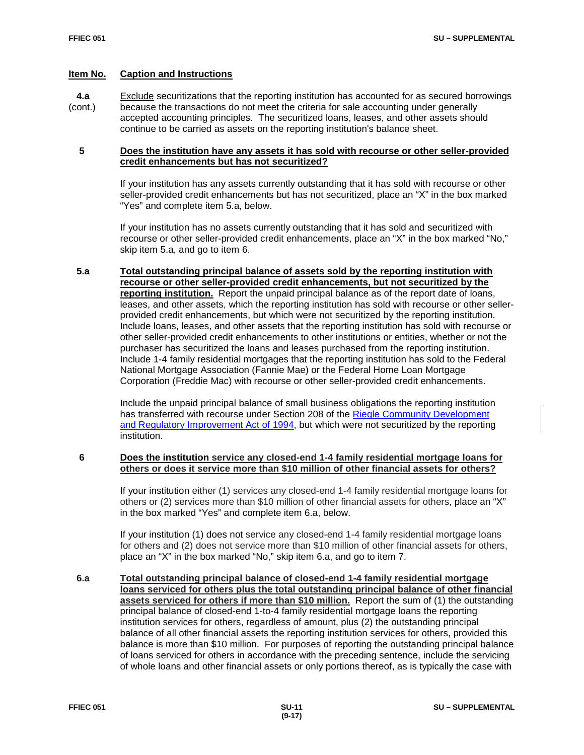**Item No.** **Caption and Instructions**

**4.a** (cont.) Exclude securitizations that the reporting institution has accounted for as secured borrowings because the transactions do not meet the criteria for sale accounting under generally accepted accounting principles. The securitized loans, leases, and other assets should continue to be carried as assets on the reporting institution's balance sheet.

**5** **Does the institution have any assets it has sold with recourse or other seller-provided credit enhancements but has not securitized?**

If your institution has any assets currently outstanding that it has sold with recourse or other seller-provided credit enhancements but has not securitized, place an "X" in the box marked "Yes" and complete item 5.a, below.

If your institution has no assets currently outstanding that it has sold and securitized with recourse or other seller-provided credit enhancements, place an "X" in the box marked "No," skip item 5.a, and go to item 6.

**5.a** **Total outstanding principal balance of assets sold by the reporting institution with recourse or other seller-provided credit enhancements, but not securitized by the reporting institution.** Report the unpaid principal balance as of the report date of loans, leases, and other assets, which the reporting institution has sold with recourse or other seller-provided credit enhancements, but which were not securitized by the reporting institution. Include loans, leases, and other assets that the reporting institution has sold with recourse or other seller-provided credit enhancements to other institutions or entities, whether or not the purchaser has securitized the loans and leases purchased from the reporting institution. Include 1-4 family residential mortgages that the reporting institution has sold to the Federal National Mortgage Association (Fannie Mae) or the Federal Home Loan Mortgage Corporation (Freddie Mac) with recourse or other seller-provided credit enhancements.

Include the unpaid principal balance of small business obligations the reporting institution has transferred with recourse under Section 208 of the Riegle Community Development and Regulatory Improvement Act of 1994, but which were not securitized by the reporting institution.

**6** **Does the institution service any closed-end 1-4 family residential mortgage loans for others or does it service more than $10 million of other financial assets for others?**

If your institution either (1) services any closed-end 1-4 family residential mortgage loans for others or (2) services more than $10 million of other financial assets for others, place an "X" in the box marked "Yes" and complete item 6.a, below.

If your institution (1) does not service any closed-end 1-4 family residential mortgage loans for others and (2) does not service more than $10 million of other financial assets for others, place an "X" in the box marked "No," skip item 6.a, and go to item 7.

**6.a** **Total outstanding principal balance of closed-end 1-4 family residential mortgage loans serviced for others plus the total outstanding principal balance of other financial assets serviced for others if more than $10 million.** Report the sum of (1) the outstanding principal balance of closed-end 1-to-4 family residential mortgage loans the reporting institution services for others, regardless of amount, plus (2) the outstanding principal balance of all other financial assets the reporting institution services for others, provided this balance is more than $10 million. For purposes of reporting the outstanding principal balance of loans serviced for others in accordance with the preceding sentence, include the servicing of whole loans and other financial assets or only portions thereof, as is typically the case with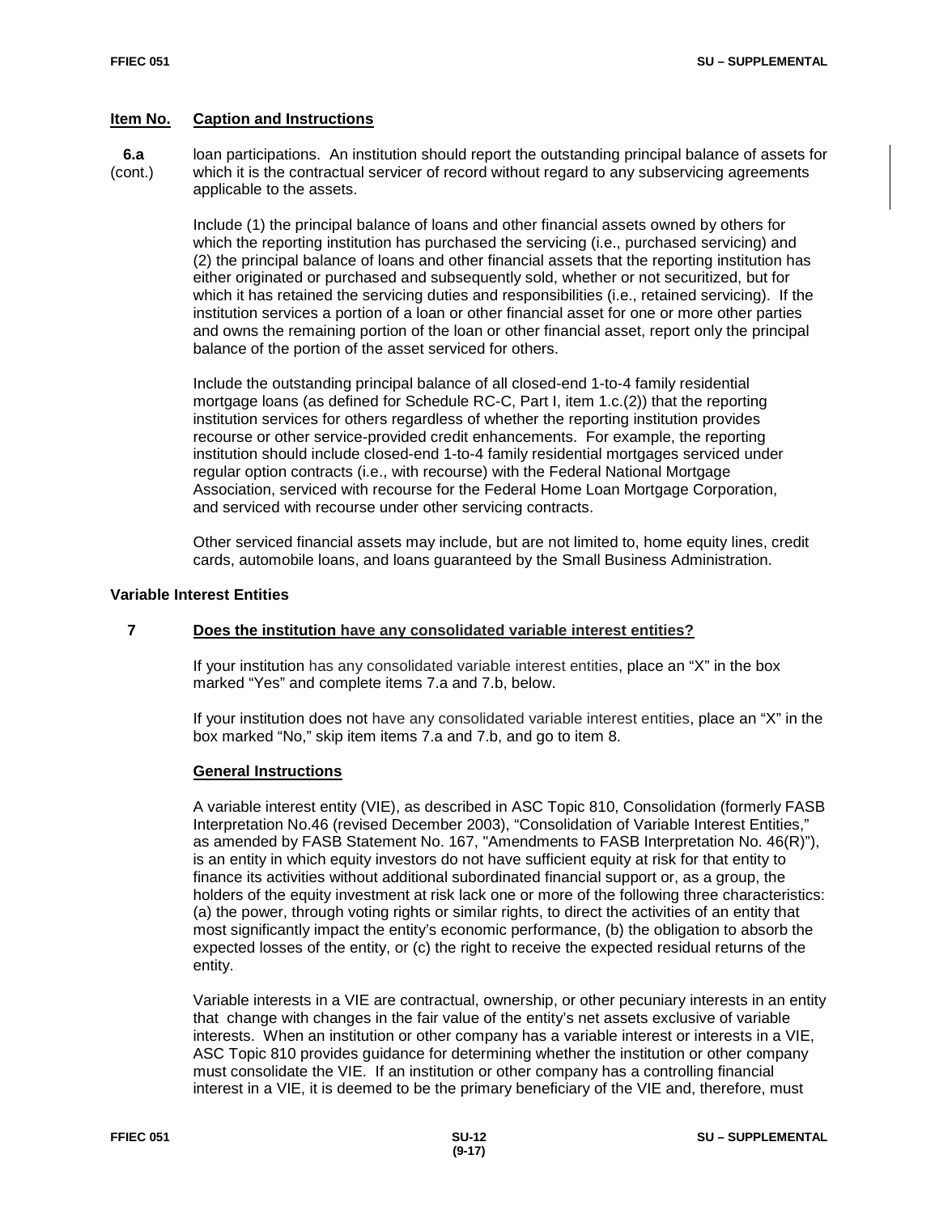## Item No. Caption and Instructions

**6.a** (cont.) loan participations. An institution should report the outstanding principal balance of assets for which it is the contractual servicer of record without regard to any subservicing agreements applicable to the assets.

Include (1) the principal balance of loans and other financial assets owned by others for which the reporting institution has purchased the servicing (i.e., purchased servicing) and (2) the principal balance of loans and other financial assets that the reporting institution has either originated or purchased and subsequently sold, whether or not securitized, but for which it has retained the servicing duties and responsibilities (i.e., retained servicing). If the institution services a portion of a loan or other financial asset for one or more other parties and owns the remaining portion of the loan or other financial asset, report only the principal balance of the portion of the asset serviced for others.

Include the outstanding principal balance of all closed-end 1-to-4 family residential mortgage loans (as defined for Schedule RC-C, Part I, item 1.c.(2)) that the reporting institution services for others regardless of whether the reporting institution provides recourse or other service-provided credit enhancements. For example, the reporting institution should include closed-end 1-to-4 family residential mortgages serviced under regular option contracts (i.e., with recourse) with the Federal National Mortgage Association, serviced with recourse for the Federal Home Loan Mortgage Corporation, and serviced with recourse under other servicing contracts.

Other serviced financial assets may include, but are not limited to, home equity lines, credit cards, automobile loans, and loans guaranteed by the Small Business Administration.

### Variable Interest Entities

**7** **Does the institution have any consolidated variable interest entities?**

If your institution has any consolidated variable interest entities, place an "X" in the box marked "Yes" and complete items 7.a and 7.b, below.

If your institution does not have any consolidated variable interest entities, place an "X" in the box marked "No," skip item items 7.a and 7.b, and go to item 8.

**General Instructions**

A variable interest entity (VIE), as described in ASC Topic 810, Consolidation (formerly FASB Interpretation No.46 (revised December 2003), "Consolidation of Variable Interest Entities," as amended by FASB Statement No. 167, "Amendments to FASB Interpretation No. 46(R)"), is an entity in which equity investors do not have sufficient equity at risk for that entity to finance its activities without additional subordinated financial support or, as a group, the holders of the equity investment at risk lack one or more of the following three characteristics: (a) the power, through voting rights or similar rights, to direct the activities of an entity that most significantly impact the entity's economic performance, (b) the obligation to absorb the expected losses of the entity, or (c) the right to receive the expected residual returns of the entity.

Variable interests in a VIE are contractual, ownership, or other pecuniary interests in an entity that change with changes in the fair value of the entity's net assets exclusive of variable interests. When an institution or other company has a variable interest or interests in a VIE, ASC Topic 810 provides guidance for determining whether the institution or other company must consolidate the VIE. If an institution or other company has a controlling financial interest in a VIE, it is deemed to be the primary beneficiary of the VIE and, therefore, must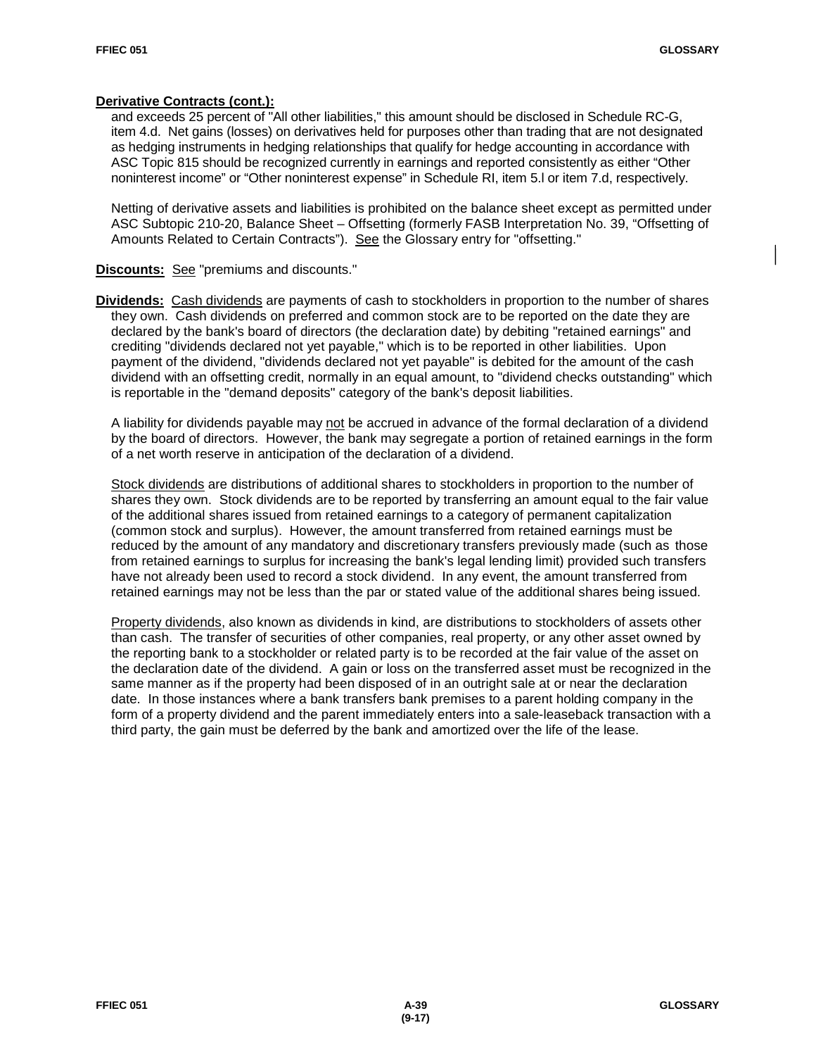**Derivative Contracts (cont.):**

and exceeds 25 percent of "All other liabilities," this amount should be disclosed in Schedule RC-G, item 4.d. Net gains (losses) on derivatives held for purposes other than trading that are not designated as hedging instruments in hedging relationships that qualify for hedge accounting in accordance with ASC Topic 815 should be recognized currently in earnings and reported consistently as either "Other noninterest income" or "Other noninterest expense" in Schedule RI, item 5.l or item 7.d, respectively.

Netting of derivative assets and liabilities is prohibited on the balance sheet except as permitted under ASC Subtopic 210-20, Balance Sheet – Offsetting (formerly FASB Interpretation No. 39, "Offsetting of Amounts Related to Certain Contracts"). See the Glossary entry for "offsetting."

**Discounts:** See "premiums and discounts."

**Dividends:** Cash dividends are payments of cash to stockholders in proportion to the number of shares they own. Cash dividends on preferred and common stock are to be reported on the date they are declared by the bank's board of directors (the declaration date) by debiting "retained earnings" and crediting "dividends declared not yet payable," which is to be reported in other liabilities. Upon payment of the dividend, "dividends declared not yet payable" is debited for the amount of the cash dividend with an offsetting credit, normally in an equal amount, to "dividend checks outstanding" which is reportable in the "demand deposits" category of the bank's deposit liabilities.

A liability for dividends payable may not be accrued in advance of the formal declaration of a dividend by the board of directors. However, the bank may segregate a portion of retained earnings in the form of a net worth reserve in anticipation of the declaration of a dividend.

Stock dividends are distributions of additional shares to stockholders in proportion to the number of shares they own. Stock dividends are to be reported by transferring an amount equal to the fair value of the additional shares issued from retained earnings to a category of permanent capitalization (common stock and surplus). However, the amount transferred from retained earnings must be reduced by the amount of any mandatory and discretionary transfers previously made (such as those from retained earnings to surplus for increasing the bank's legal lending limit) provided such transfers have not already been used to record a stock dividend. In any event, the amount transferred from retained earnings may not be less than the par or stated value of the additional shares being issued.

Property dividends, also known as dividends in kind, are distributions to stockholders of assets other than cash. The transfer of securities of other companies, real property, or any other asset owned by the reporting bank to a stockholder or related party is to be recorded at the fair value of the asset on the declaration date of the dividend. A gain or loss on the transferred asset must be recognized in the same manner as if the property had been disposed of in an outright sale at or near the declaration date. In those instances where a bank transfers bank premises to a parent holding company in the form of a property dividend and the parent immediately enters into a sale-leaseback transaction with a third party, the gain must be deferred by the bank and amortized over the life of the lease.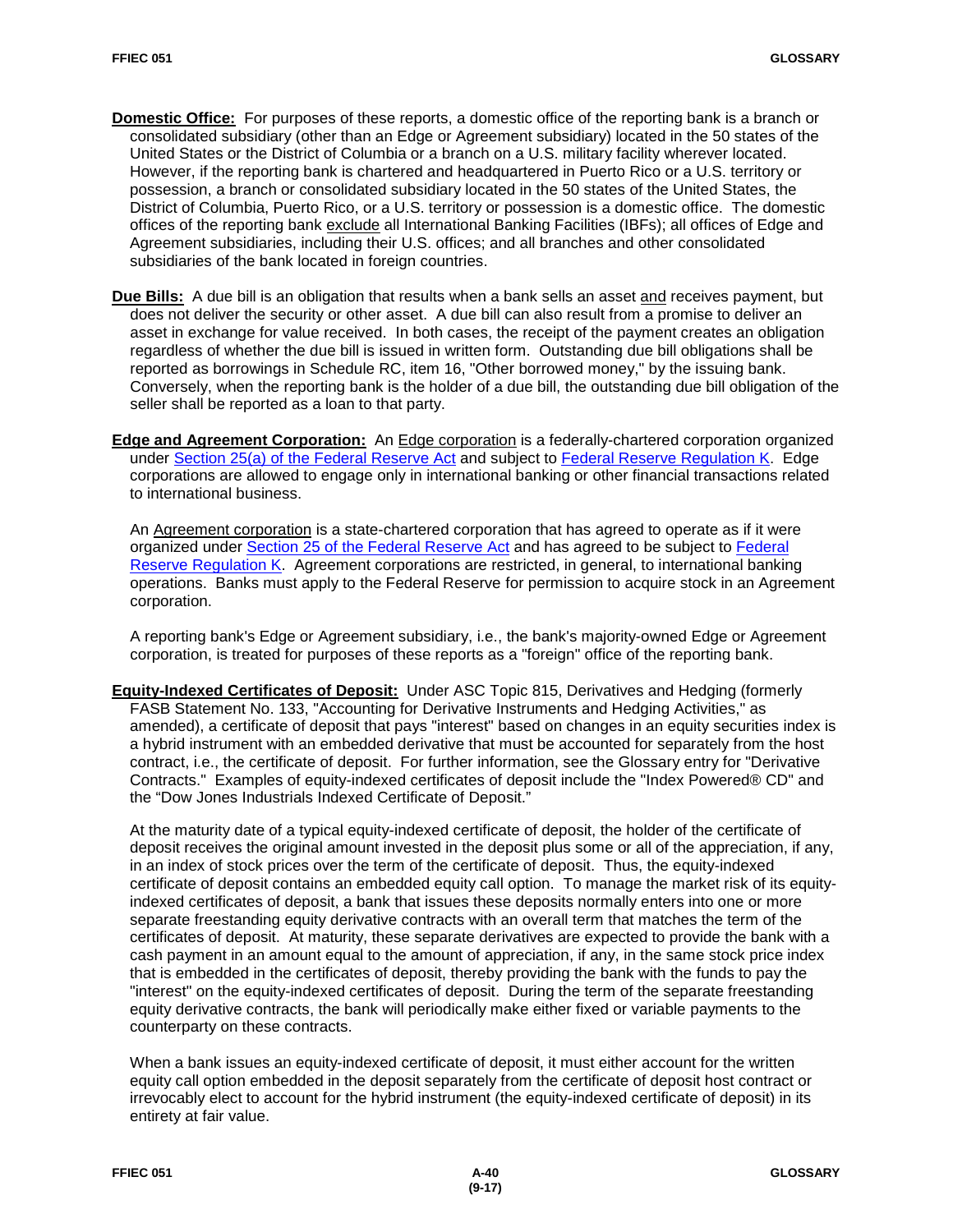**Domestic Office:** For purposes of these reports, a domestic office of the reporting bank is a branch or consolidated subsidiary (other than an Edge or Agreement subsidiary) located in the 50 states of the United States or the District of Columbia or a branch on a U.S. military facility wherever located. However, if the reporting bank is chartered and headquartered in Puerto Rico or a U.S. territory or possession, a branch or consolidated subsidiary located in the 50 states of the United States, the District of Columbia, Puerto Rico, or a U.S. territory or possession is a domestic office. The domestic offices of the reporting bank exclude all International Banking Facilities (IBFs); all offices of Edge and Agreement subsidiaries, including their U.S. offices; and all branches and other consolidated subsidiaries of the bank located in foreign countries.

**Due Bills:** A due bill is an obligation that results when a bank sells an asset and receives payment, but does not deliver the security or other asset. A due bill can also result from a promise to deliver an asset in exchange for value received. In both cases, the receipt of the payment creates an obligation regardless of whether the due bill is issued in written form. Outstanding due bill obligations shall be reported as borrowings in Schedule RC, item 16, "Other borrowed money," by the issuing bank. Conversely, when the reporting bank is the holder of a due bill, the outstanding due bill obligation of the seller shall be reported as a loan to that party.

**Edge and Agreement Corporation:** An Edge corporation is a federally-chartered corporation organized under Section 25(a) of the Federal Reserve Act and subject to Federal Reserve Regulation K. Edge corporations are allowed to engage only in international banking or other financial transactions related to international business.

An Agreement corporation is a state-chartered corporation that has agreed to operate as if it were organized under Section 25 of the Federal Reserve Act and has agreed to be subject to Federal Reserve Regulation K. Agreement corporations are restricted, in general, to international banking operations. Banks must apply to the Federal Reserve for permission to acquire stock in an Agreement corporation.

A reporting bank's Edge or Agreement subsidiary, i.e., the bank's majority-owned Edge or Agreement corporation, is treated for purposes of these reports as a "foreign" office of the reporting bank.

**Equity-Indexed Certificates of Deposit:** Under ASC Topic 815, Derivatives and Hedging (formerly FASB Statement No. 133, "Accounting for Derivative Instruments and Hedging Activities," as amended), a certificate of deposit that pays "interest" based on changes in an equity securities index is a hybrid instrument with an embedded derivative that must be accounted for separately from the host contract, i.e., the certificate of deposit. For further information, see the Glossary entry for "Derivative Contracts." Examples of equity-indexed certificates of deposit include the "Index Powered® CD" and the "Dow Jones Industrials Indexed Certificate of Deposit."

At the maturity date of a typical equity-indexed certificate of deposit, the holder of the certificate of deposit receives the original amount invested in the deposit plus some or all of the appreciation, if any, in an index of stock prices over the term of the certificate of deposit. Thus, the equity-indexed certificate of deposit contains an embedded equity call option. To manage the market risk of its equity-indexed certificates of deposit, a bank that issues these deposits normally enters into one or more separate freestanding equity derivative contracts with an overall term that matches the term of the certificates of deposit. At maturity, these separate derivatives are expected to provide the bank with a cash payment in an amount equal to the amount of appreciation, if any, in the same stock price index that is embedded in the certificates of deposit, thereby providing the bank with the funds to pay the "interest" on the equity-indexed certificates of deposit. During the term of the separate freestanding equity derivative contracts, the bank will periodically make either fixed or variable payments to the counterparty on these contracts.

When a bank issues an equity-indexed certificate of deposit, it must either account for the written equity call option embedded in the deposit separately from the certificate of deposit host contract or irrevocably elect to account for the hybrid instrument (the equity-indexed certificate of deposit) in its entirety at fair value.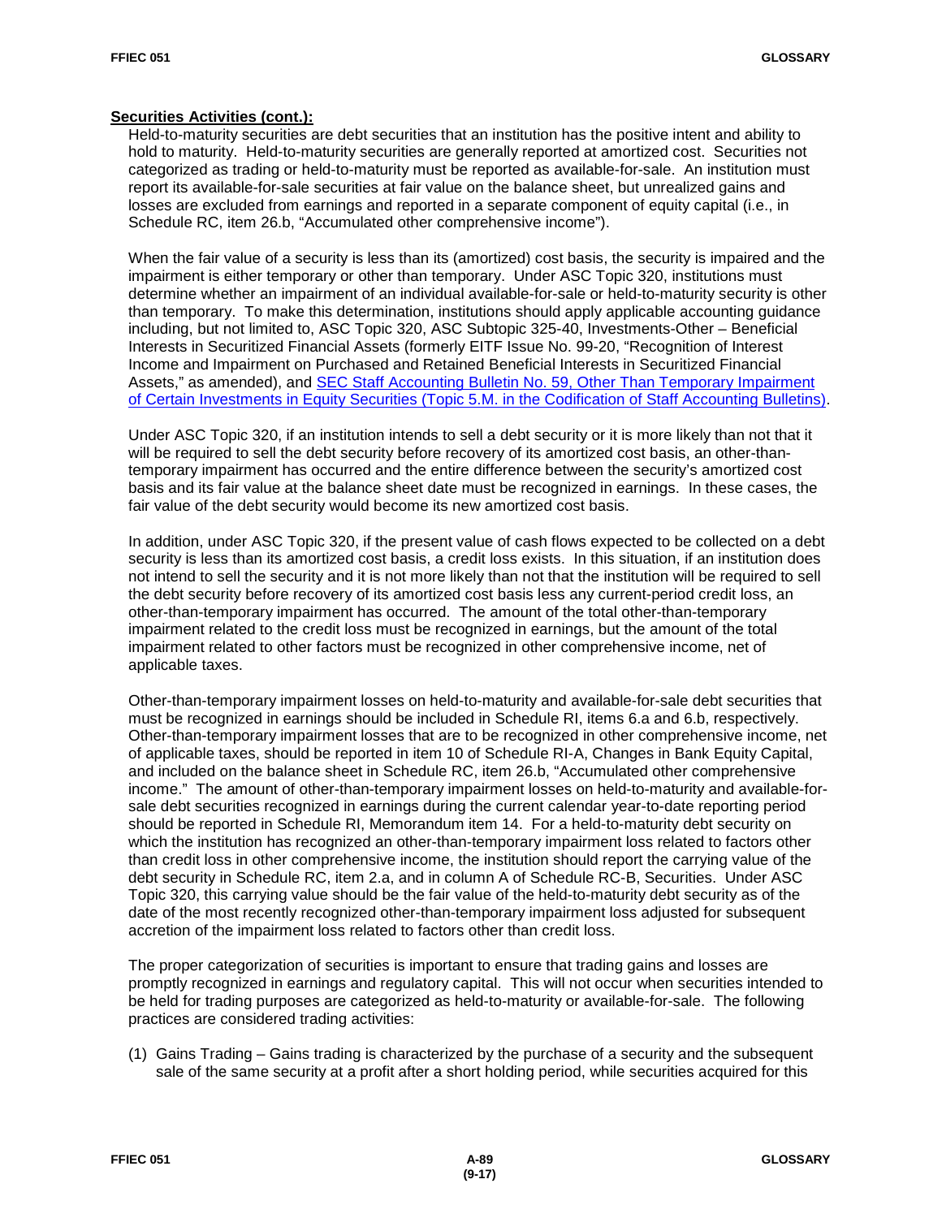**Securities Activities (cont.):**

Held-to-maturity securities are debt securities that an institution has the positive intent and ability to hold to maturity. Held-to-maturity securities are generally reported at amortized cost. Securities not categorized as trading or held-to-maturity must be reported as available-for-sale. An institution must report its available-for-sale securities at fair value on the balance sheet, but unrealized gains and losses are excluded from earnings and reported in a separate component of equity capital (i.e., in Schedule RC, item 26.b, "Accumulated other comprehensive income").

When the fair value of a security is less than its (amortized) cost basis, the security is impaired and the impairment is either temporary or other than temporary. Under ASC Topic 320, institutions must determine whether an impairment of an individual available-for-sale or held-to-maturity security is other than temporary. To make this determination, institutions should apply applicable accounting guidance including, but not limited to, ASC Topic 320, ASC Subtopic 325-40, Investments-Other – Beneficial Interests in Securitized Financial Assets (formerly EITF Issue No. 99-20, "Recognition of Interest Income and Impairment on Purchased and Retained Beneficial Interests in Securitized Financial Assets," as amended), and SEC Staff Accounting Bulletin No. 59, Other Than Temporary Impairment of Certain Investments in Equity Securities (Topic 5.M. in the Codification of Staff Accounting Bulletins).

Under ASC Topic 320, if an institution intends to sell a debt security or it is more likely than not that it will be required to sell the debt security before recovery of its amortized cost basis, an other-than-temporary impairment has occurred and the entire difference between the security's amortized cost basis and its fair value at the balance sheet date must be recognized in earnings. In these cases, the fair value of the debt security would become its new amortized cost basis.

In addition, under ASC Topic 320, if the present value of cash flows expected to be collected on a debt security is less than its amortized cost basis, a credit loss exists. In this situation, if an institution does not intend to sell the security and it is not more likely than not that the institution will be required to sell the debt security before recovery of its amortized cost basis less any current-period credit loss, an other-than-temporary impairment has occurred. The amount of the total other-than-temporary impairment related to the credit loss must be recognized in earnings, but the amount of the total impairment related to other factors must be recognized in other comprehensive income, net of applicable taxes.

Other-than-temporary impairment losses on held-to-maturity and available-for-sale debt securities that must be recognized in earnings should be included in Schedule RI, items 6.a and 6.b, respectively. Other-than-temporary impairment losses that are to be recognized in other comprehensive income, net of applicable taxes, should be reported in item 10 of Schedule RI-A, Changes in Bank Equity Capital, and included on the balance sheet in Schedule RC, item 26.b, "Accumulated other comprehensive income." The amount of other-than-temporary impairment losses on held-to-maturity and available-for-sale debt securities recognized in earnings during the current calendar year-to-date reporting period should be reported in Schedule RI, Memorandum item 14. For a held-to-maturity debt security on which the institution has recognized an other-than-temporary impairment loss related to factors other than credit loss in other comprehensive income, the institution should report the carrying value of the debt security in Schedule RC, item 2.a, and in column A of Schedule RC-B, Securities. Under ASC Topic 320, this carrying value should be the fair value of the held-to-maturity debt security as of the date of the most recently recognized other-than-temporary impairment loss adjusted for subsequent accretion of the impairment loss related to factors other than credit loss.

The proper categorization of securities is important to ensure that trading gains and losses are promptly recognized in earnings and regulatory capital. This will not occur when securities intended to be held for trading purposes are categorized as held-to-maturity or available-for-sale. The following practices are considered trading activities:

(1) Gains Trading – Gains trading is characterized by the purchase of a security and the subsequent sale of the same security at a profit after a short holding period, while securities acquired for this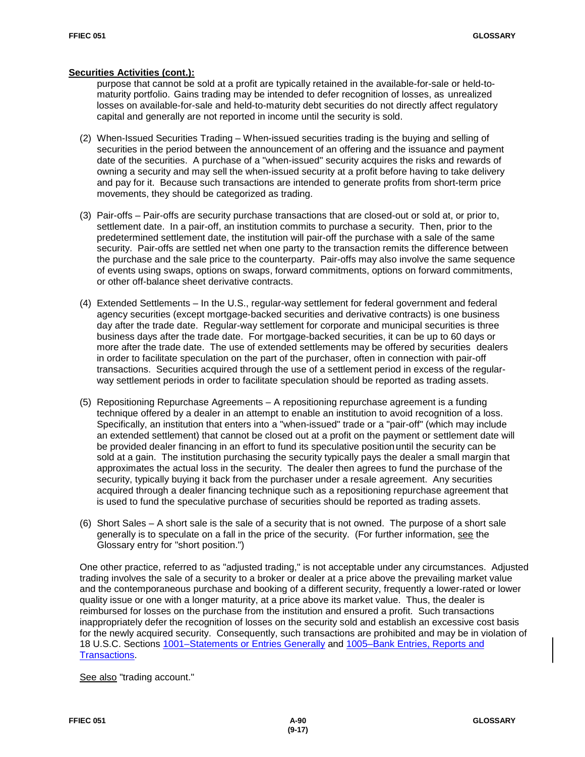**Securities Activities (cont.):**

purpose that cannot be sold at a profit are typically retained in the available-for-sale or held-to-maturity portfolio. Gains trading may be intended to defer recognition of losses, as unrealized losses on available-for-sale and held-to-maturity debt securities do not directly affect regulatory capital and generally are not reported in income until the security is sold.

(2) When-Issued Securities Trading – When-issued securities trading is the buying and selling of securities in the period between the announcement of an offering and the issuance and payment date of the securities. A purchase of a "when-issued" security acquires the risks and rewards of owning a security and may sell the when-issued security at a profit before having to take delivery and pay for it. Because such transactions are intended to generate profits from short-term price movements, they should be categorized as trading.

(3) Pair-offs – Pair-offs are security purchase transactions that are closed-out or sold at, or prior to, settlement date. In a pair-off, an institution commits to purchase a security. Then, prior to the predetermined settlement date, the institution will pair-off the purchase with a sale of the same security. Pair-offs are settled net when one party to the transaction remits the difference between the purchase and the sale price to the counterparty. Pair-offs may also involve the same sequence of events using swaps, options on swaps, forward commitments, options on forward commitments, or other off-balance sheet derivative contracts.

(4) Extended Settlements – In the U.S., regular-way settlement for federal government and federal agency securities (except mortgage-backed securities and derivative contracts) is one business day after the trade date. Regular-way settlement for corporate and municipal securities is three business days after the trade date. For mortgage-backed securities, it can be up to 60 days or more after the trade date. The use of extended settlements may be offered by securities dealers in order to facilitate speculation on the part of the purchaser, often in connection with pair-off transactions. Securities acquired through the use of a settlement period in excess of the regular-way settlement periods in order to facilitate speculation should be reported as trading assets.

(5) Repositioning Repurchase Agreements – A repositioning repurchase agreement is a funding technique offered by a dealer in an attempt to enable an institution to avoid recognition of a loss. Specifically, an institution that enters into a "when-issued" trade or a "pair-off" (which may include an extended settlement) that cannot be closed out at a profit on the payment or settlement date will be provided dealer financing in an effort to fund its speculative position until the security can be sold at a gain. The institution purchasing the security typically pays the dealer a small margin that approximates the actual loss in the security. The dealer then agrees to fund the purchase of the security, typically buying it back from the purchaser under a resale agreement. Any securities acquired through a dealer financing technique such as a repositioning repurchase agreement that is used to fund the speculative purchase of securities should be reported as trading assets.

(6) Short Sales – A short sale is the sale of a security that is not owned. The purpose of a short sale generally is to speculate on a fall in the price of the security. (For further information, see the Glossary entry for "short position.")

One other practice, referred to as "adjusted trading," is not acceptable under any circumstances. Adjusted trading involves the sale of a security to a broker or dealer at a price above the prevailing market value and the contemporaneous purchase and booking of a different security, frequently a lower-rated or lower quality issue or one with a longer maturity, at a price above its market value. Thus, the dealer is reimbursed for losses on the purchase from the institution and ensured a profit. Such transactions inappropriately defer the recognition of losses on the security sold and establish an excessive cost basis for the newly acquired security. Consequently, such transactions are prohibited and may be in violation of 18 U.S.C. Sections 1001–Statements or Entries Generally and 1005–Bank Entries, Reports and Transactions.

See also "trading account."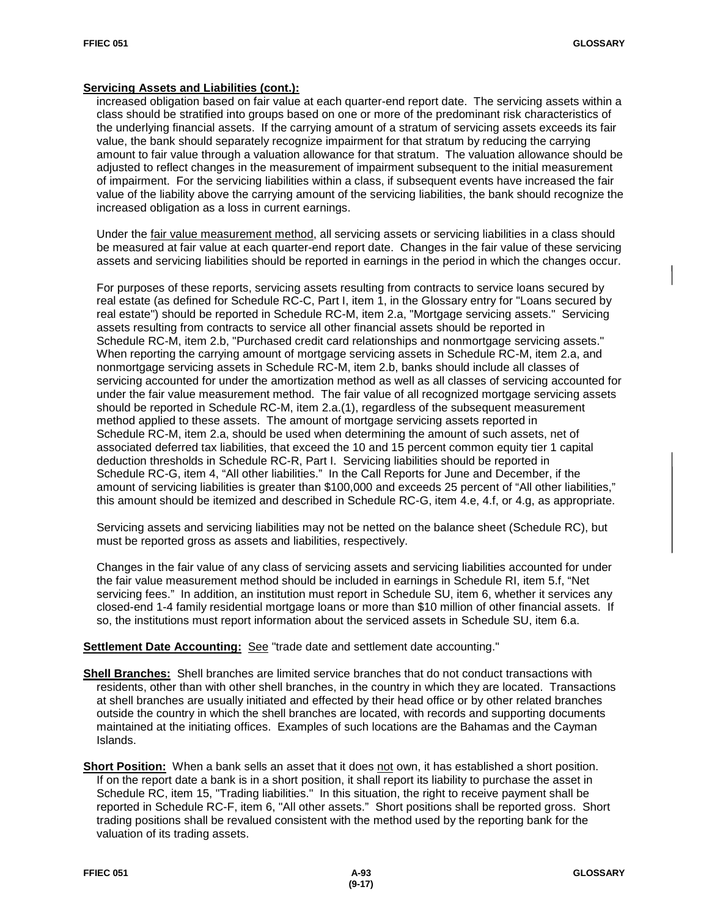**Servicing Assets and Liabilities (cont.):**

increased obligation based on fair value at each quarter-end report date. The servicing assets within a class should be stratified into groups based on one or more of the predominant risk characteristics of the underlying financial assets. If the carrying amount of a stratum of servicing assets exceeds its fair value, the bank should separately recognize impairment for that stratum by reducing the carrying amount to fair value through a valuation allowance for that stratum. The valuation allowance should be adjusted to reflect changes in the measurement of impairment subsequent to the initial measurement of impairment. For the servicing liabilities within a class, if subsequent events have increased the fair value of the liability above the carrying amount of the servicing liabilities, the bank should recognize the increased obligation as a loss in current earnings.

Under the fair value measurement method, all servicing assets or servicing liabilities in a class should be measured at fair value at each quarter-end report date. Changes in the fair value of these servicing assets and servicing liabilities should be reported in earnings in the period in which the changes occur.

For purposes of these reports, servicing assets resulting from contracts to service loans secured by real estate (as defined for Schedule RC-C, Part I, item 1, in the Glossary entry for "Loans secured by real estate") should be reported in Schedule RC-M, item 2.a, "Mortgage servicing assets." Servicing assets resulting from contracts to service all other financial assets should be reported in Schedule RC-M, item 2.b, "Purchased credit card relationships and nonmortgage servicing assets." When reporting the carrying amount of mortgage servicing assets in Schedule RC-M, item 2.a, and nonmortgage servicing assets in Schedule RC-M, item 2.b, banks should include all classes of servicing accounted for under the amortization method as well as all classes of servicing accounted for under the fair value measurement method. The fair value of all recognized mortgage servicing assets should be reported in Schedule RC-M, item 2.a.(1), regardless of the subsequent measurement method applied to these assets. The amount of mortgage servicing assets reported in Schedule RC-M, item 2.a, should be used when determining the amount of such assets, net of associated deferred tax liabilities, that exceed the 10 and 15 percent common equity tier 1 capital deduction thresholds in Schedule RC-R, Part I. Servicing liabilities should be reported in Schedule RC-G, item 4, "All other liabilities." In the Call Reports for June and December, if the amount of servicing liabilities is greater than $100,000 and exceeds 25 percent of "All other liabilities," this amount should be itemized and described in Schedule RC-G, item 4.e, 4.f, or 4.g, as appropriate.

Servicing assets and servicing liabilities may not be netted on the balance sheet (Schedule RC), but must be reported gross as assets and liabilities, respectively.

Changes in the fair value of any class of servicing assets and servicing liabilities accounted for under the fair value measurement method should be included in earnings in Schedule RI, item 5.f, "Net servicing fees." In addition, an institution must report in Schedule SU, item 6, whether it services any closed-end 1-4 family residential mortgage loans or more than $10 million of other financial assets. If so, the institutions must report information about the serviced assets in Schedule SU, item 6.a.

**Settlement Date Accounting:** See "trade date and settlement date accounting."

**Shell Branches:** Shell branches are limited service branches that do not conduct transactions with residents, other than with other shell branches, in the country in which they are located. Transactions at shell branches are usually initiated and effected by their head office or by other related branches outside the country in which the shell branches are located, with records and supporting documents maintained at the initiating offices. Examples of such locations are the Bahamas and the Cayman Islands.

**Short Position:** When a bank sells an asset that it does not own, it has established a short position. If on the report date a bank is in a short position, it shall report its liability to purchase the asset in Schedule RC, item 15, "Trading liabilities." In this situation, the right to receive payment shall be reported in Schedule RC-F, item 6, "All other assets." Short positions shall be reported gross. Short trading positions shall be revalued consistent with the method used by the reporting bank for the valuation of its trading assets.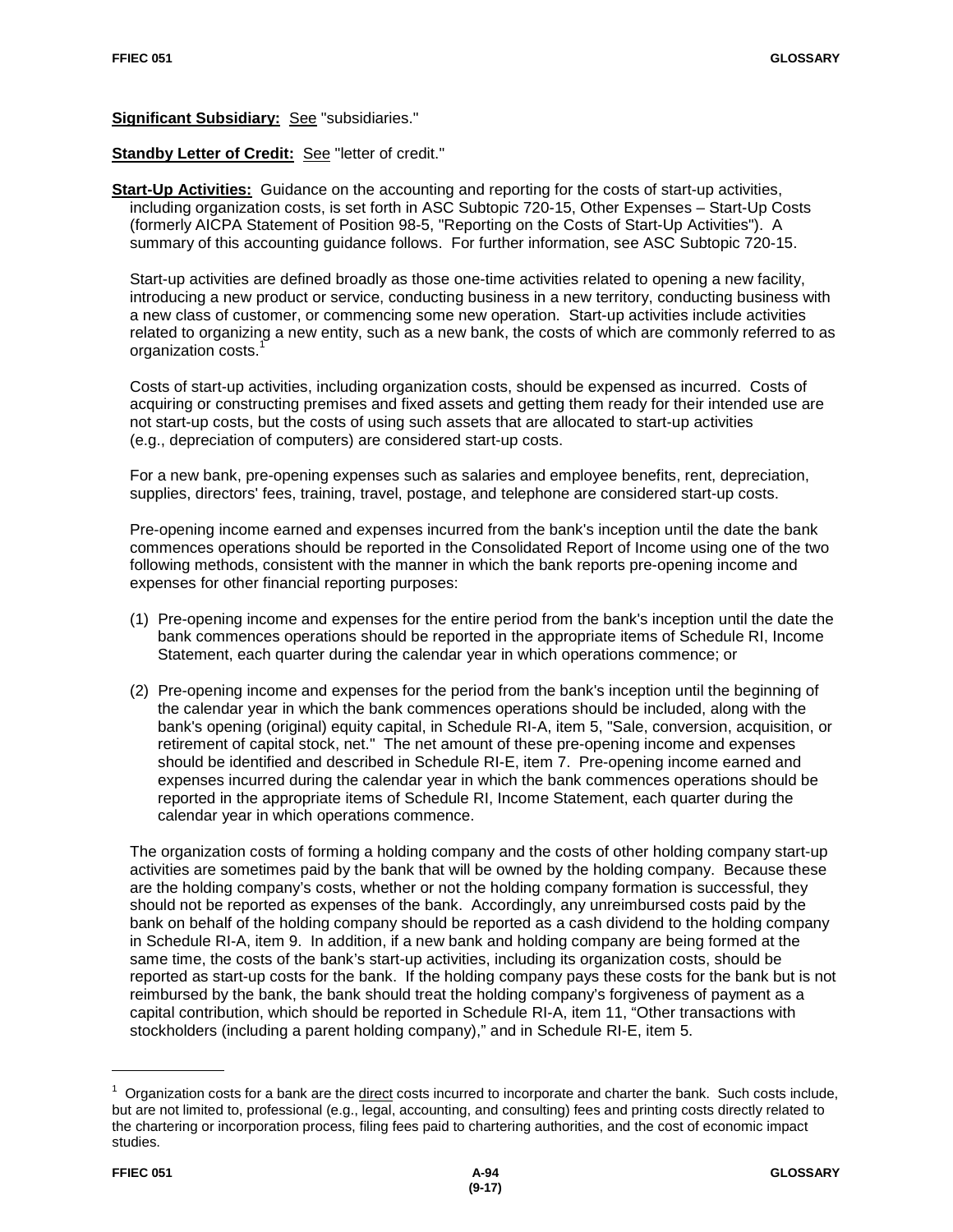**Significant Subsidiary:** See "subsidiaries."

**Standby Letter of Credit:** See "letter of credit."

**Start-Up Activities:** Guidance on the accounting and reporting for the costs of start-up activities, including organization costs, is set forth in ASC Subtopic 720-15, Other Expenses – Start-Up Costs (formerly AICPA Statement of Position 98-5, "Reporting on the Costs of Start-Up Activities"). A summary of this accounting guidance follows. For further information, see ASC Subtopic 720-15.

Start-up activities are defined broadly as those one-time activities related to opening a new facility, introducing a new product or service, conducting business in a new territory, conducting business with a new class of customer, or commencing some new operation. Start-up activities include activities related to organizing a new entity, such as a new bank, the costs of which are commonly referred to as organization costs.[1]

Costs of start-up activities, including organization costs, should be expensed as incurred. Costs of acquiring or constructing premises and fixed assets and getting them ready for their intended use are not start-up costs, but the costs of using such assets that are allocated to start-up activities (e.g., depreciation of computers) are considered start-up costs.

For a new bank, pre-opening expenses such as salaries and employee benefits, rent, depreciation, supplies, directors' fees, training, travel, postage, and telephone are considered start-up costs.

Pre-opening income earned and expenses incurred from the bank's inception until the date the bank commences operations should be reported in the Consolidated Report of Income using one of the two following methods, consistent with the manner in which the bank reports pre-opening income and expenses for other financial reporting purposes:

(1) Pre-opening income and expenses for the entire period from the bank's inception until the date the bank commences operations should be reported in the appropriate items of Schedule RI, Income Statement, each quarter during the calendar year in which operations commence; or

(2) Pre-opening income and expenses for the period from the bank's inception until the beginning of the calendar year in which the bank commences operations should be included, along with the bank's opening (original) equity capital, in Schedule RI-A, item 5, "Sale, conversion, acquisition, or retirement of capital stock, net." The net amount of these pre-opening income and expenses should be identified and described in Schedule RI-E, item 7. Pre-opening income earned and expenses incurred during the calendar year in which the bank commences operations should be reported in the appropriate items of Schedule RI, Income Statement, each quarter during the calendar year in which operations commence.

The organization costs of forming a holding company and the costs of other holding company start-up activities are sometimes paid by the bank that will be owned by the holding company. Because these are the holding company's costs, whether or not the holding company formation is successful, they should not be reported as expenses of the bank. Accordingly, any unreimbursed costs paid by the bank on behalf of the holding company should be reported as a cash dividend to the holding company in Schedule RI-A, item 9. In addition, if a new bank and holding company are being formed at the same time, the costs of the bank's start-up activities, including its organization costs, should be reported as start-up costs for the bank. If the holding company pays these costs for the bank but is not reimbursed by the bank, the bank should treat the holding company's forgiveness of payment as a capital contribution, which should be reported in Schedule RI-A, item 11, "Other transactions with stockholders (including a parent holding company)," and in Schedule RI-E, item 5.

---

[1] Organization costs for a bank are the direct costs incurred to incorporate and charter the bank. Such costs include, but are not limited to, professional (e.g., legal, accounting, and consulting) fees and printing costs directly related to the chartering or incorporation process, filing fees paid to chartering authorities, and the cost of economic impact studies.